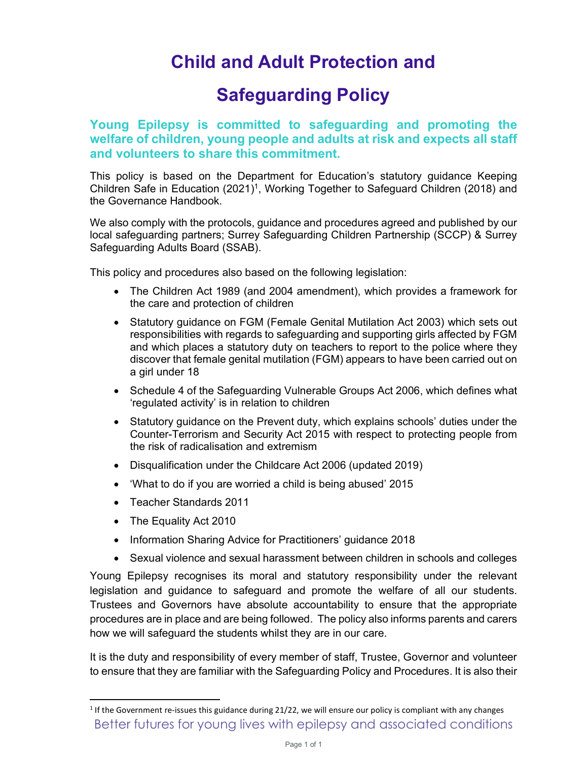# Child and Adult Protection and Safeguarding Policy

**Young Epilepsy is committed to safeguarding and promoting the welfare of children, young people and adults at risk and expects all staff and volunteers to share this commitment.**

This policy is based on the Department for Education's statutory guidance Keeping Children Safe in Education (2021)[1], Working Together to Safeguard Children (2018) and the Governance Handbook.

We also comply with the protocols, guidance and procedures agreed and published by our local safeguarding partners; Surrey Safeguarding Children Partnership (SCCP) & Surrey Safeguarding Adults Board (SSAB).

This policy and procedures also based on the following legislation:

- The Children Act 1989 (and 2004 amendment), which provides a framework for the care and protection of children
- Statutory guidance on FGM (Female Genital Mutilation Act 2003) which sets out responsibilities with regards to safeguarding and supporting girls affected by FGM and which places a statutory duty on teachers to report to the police where they discover that female genital mutilation (FGM) appears to have been carried out on a girl under 18
- Schedule 4 of the Safeguarding Vulnerable Groups Act 2006, which defines what 'regulated activity' is in relation to children
- Statutory guidance on the Prevent duty, which explains schools' duties under the Counter-Terrorism and Security Act 2015 with respect to protecting people from the risk of radicalisation and extremism
- Disqualification under the Childcare Act 2006 (updated 2019)
- 'What to do if you are worried a child is being abused' 2015
- Teacher Standards 2011
- The Equality Act 2010
- Information Sharing Advice for Practitioners' guidance 2018
- Sexual violence and sexual harassment between children in schools and colleges

Young Epilepsy recognises its moral and statutory responsibility under the relevant legislation and guidance to safeguard and promote the welfare of all our students. Trustees and Governors have absolute accountability to ensure that the appropriate procedures are in place and are being followed. The policy also informs parents and carers how we will safeguard the students whilst they are in our care.

It is the duty and responsibility of every member of staff, Trustee, Governor and volunteer to ensure that they are familiar with the Safeguarding Policy and Procedures. It is also their

[1] If the Government re-issues this guidance during 21/22, we will ensure our policy is compliant with any changes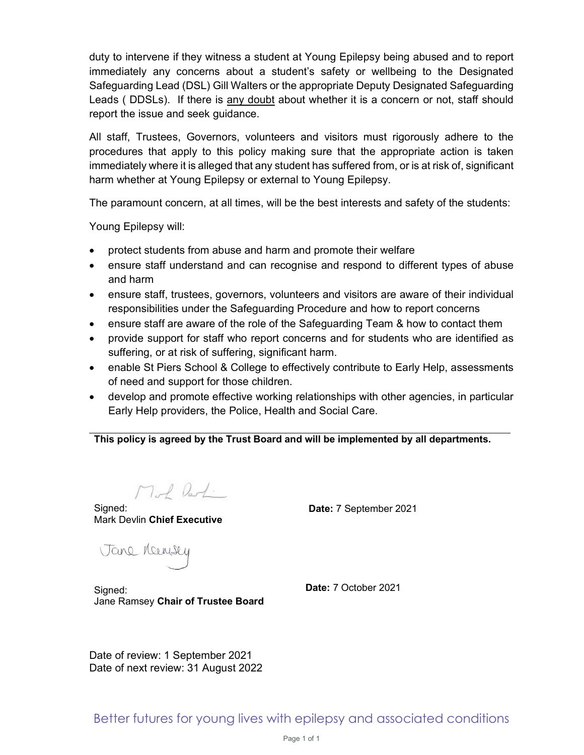duty to intervene if they witness a student at Young Epilepsy being abused and to report immediately any concerns about a student's safety or wellbeing to the Designated Safeguarding Lead (DSL) Gill Walters or the appropriate Deputy Designated Safeguarding Leads ( DDSLs). If there is any doubt about whether it is a concern or not, staff should report the issue and seek guidance.

All staff, Trustees, Governors, volunteers and visitors must rigorously adhere to the procedures that apply to this policy making sure that the appropriate action is taken immediately where it is alleged that any student has suffered from, or is at risk of, significant harm whether at Young Epilepsy or external to Young Epilepsy.

The paramount concern, at all times, will be the best interests and safety of the students:

Young Epilepsy will:

- protect students from abuse and harm and promote their welfare
- ensure staff understand and can recognise and respond to different types of abuse and harm
- ensure staff, trustees, governors, volunteers and visitors are aware of their individual responsibilities under the Safeguarding Procedure and how to report concerns
- ensure staff are aware of the role of the Safeguarding Team & how to contact them
- provide support for staff who report concerns and for students who are identified as suffering, or at risk of suffering, significant harm.
- enable St Piers School & College to effectively contribute to Early Help, assessments of need and support for those children.
- develop and promote effective working relationships with other agencies, in particular Early Help providers, the Police, Health and Social Care.

---

**This policy is agreed by the Trust Board and will be implemented by all departments.**

Signed:
Mark Devlin **Chief Executive**

**Date:** 7 September 2021

Signed:
Jane Ramsey **Chair of Trustee Board**

**Date:** 7 October 2021

Date of review: 1 September 2021
Date of next review: 31 August 2022

Better futures for young lives with epilepsy and associated conditions